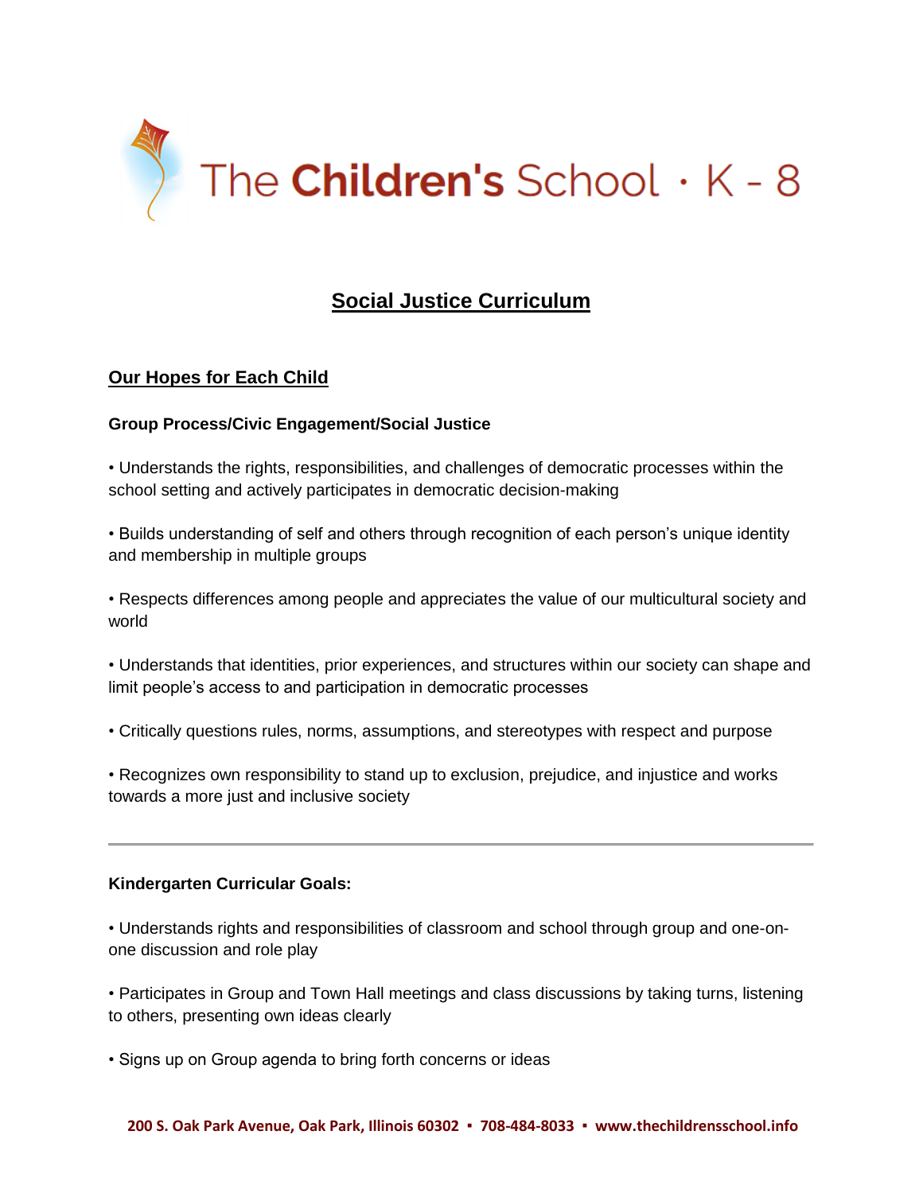# The Children's School · K - 8

## Social Justice Curriculum

### Our Hopes for Each Child

**Group Process/Civic Engagement/Social Justice**

- Understands the rights, responsibilities, and challenges of democratic processes within the school setting and actively participates in democratic decision-making

- Builds understanding of self and others through recognition of each person's unique identity and membership in multiple groups

- Respects differences among people and appreciates the value of our multicultural society and world

- Understands that identities, prior experiences, and structures within our society can shape and limit people's access to and participation in democratic processes

- Critically questions rules, norms, assumptions, and stereotypes with respect and purpose

- Recognizes own responsibility to stand up to exclusion, prejudice, and injustice and works towards a more just and inclusive society

---

**Kindergarten Curricular Goals:**

- Understands rights and responsibilities of classroom and school through group and one-on-one discussion and role play

- Participates in Group and Town Hall meetings and class discussions by taking turns, listening to others, presenting own ideas clearly

- Signs up on Group agenda to bring forth concerns or ideas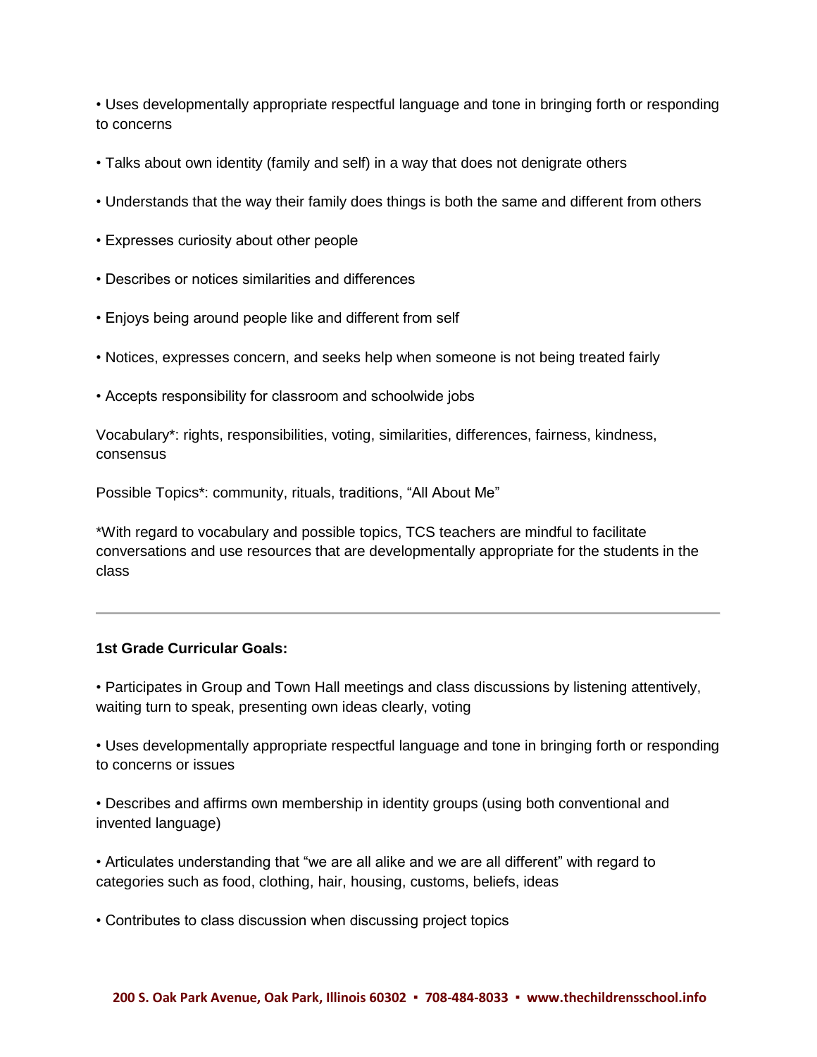- Uses developmentally appropriate respectful language and tone in bringing forth or responding to concerns

- Talks about own identity (family and self) in a way that does not denigrate others

- Understands that the way their family does things is both the same and different from others

- Expresses curiosity about other people

- Describes or notices similarities and differences

- Enjoys being around people like and different from self

- Notices, expresses concern, and seeks help when someone is not being treated fairly

- Accepts responsibility for classroom and schoolwide jobs

Vocabulary*: rights, responsibilities, voting, similarities, differences, fairness, kindness, consensus

Possible Topics*: community, rituals, traditions, "All About Me"

*With regard to vocabulary and possible topics, TCS teachers are mindful to facilitate conversations and use resources that are developmentally appropriate for the students in the class

---

**1st Grade Curricular Goals:**

- Participates in Group and Town Hall meetings and class discussions by listening attentively, waiting turn to speak, presenting own ideas clearly, voting

- Uses developmentally appropriate respectful language and tone in bringing forth or responding to concerns or issues

- Describes and affirms own membership in identity groups (using both conventional and invented language)

- Articulates understanding that "we are all alike and we are all different" with regard to categories such as food, clothing, hair, housing, customs, beliefs, ideas

- Contributes to class discussion when discussing project topics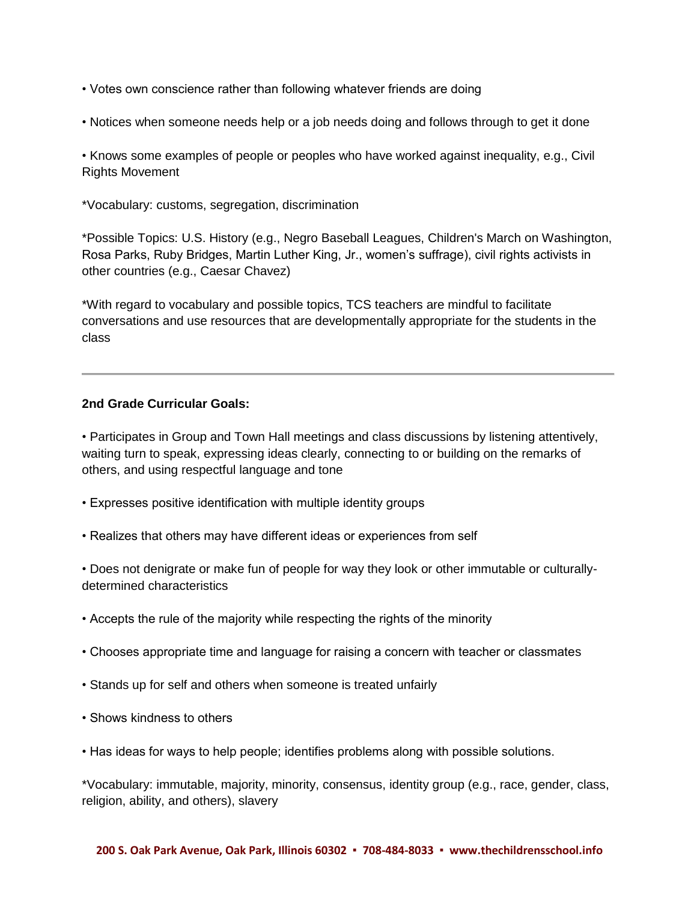• Votes own conscience rather than following whatever friends are doing

• Notices when someone needs help or a job needs doing and follows through to get it done

• Knows some examples of people or peoples who have worked against inequality, e.g., Civil Rights Movement

*Vocabulary: customs, segregation, discrimination

*Possible Topics: U.S. History (e.g., Negro Baseball Leagues, Children's March on Washington, Rosa Parks, Ruby Bridges, Martin Luther King, Jr., women's suffrage), civil rights activists in other countries (e.g., Caesar Chavez)

*With regard to vocabulary and possible topics, TCS teachers are mindful to facilitate conversations and use resources that are developmentally appropriate for the students in the class

---

**2nd Grade Curricular Goals:**

• Participates in Group and Town Hall meetings and class discussions by listening attentively, waiting turn to speak, expressing ideas clearly, connecting to or building on the remarks of others, and using respectful language and tone

• Expresses positive identification with multiple identity groups

• Realizes that others may have different ideas or experiences from self

• Does not denigrate or make fun of people for way they look or other immutable or culturally-determined characteristics

• Accepts the rule of the majority while respecting the rights of the minority

• Chooses appropriate time and language for raising a concern with teacher or classmates

• Stands up for self and others when someone is treated unfairly

• Shows kindness to others

• Has ideas for ways to help people; identifies problems along with possible solutions.

*Vocabulary: immutable, majority, minority, consensus, identity group (e.g., race, gender, class, religion, ability, and others), slavery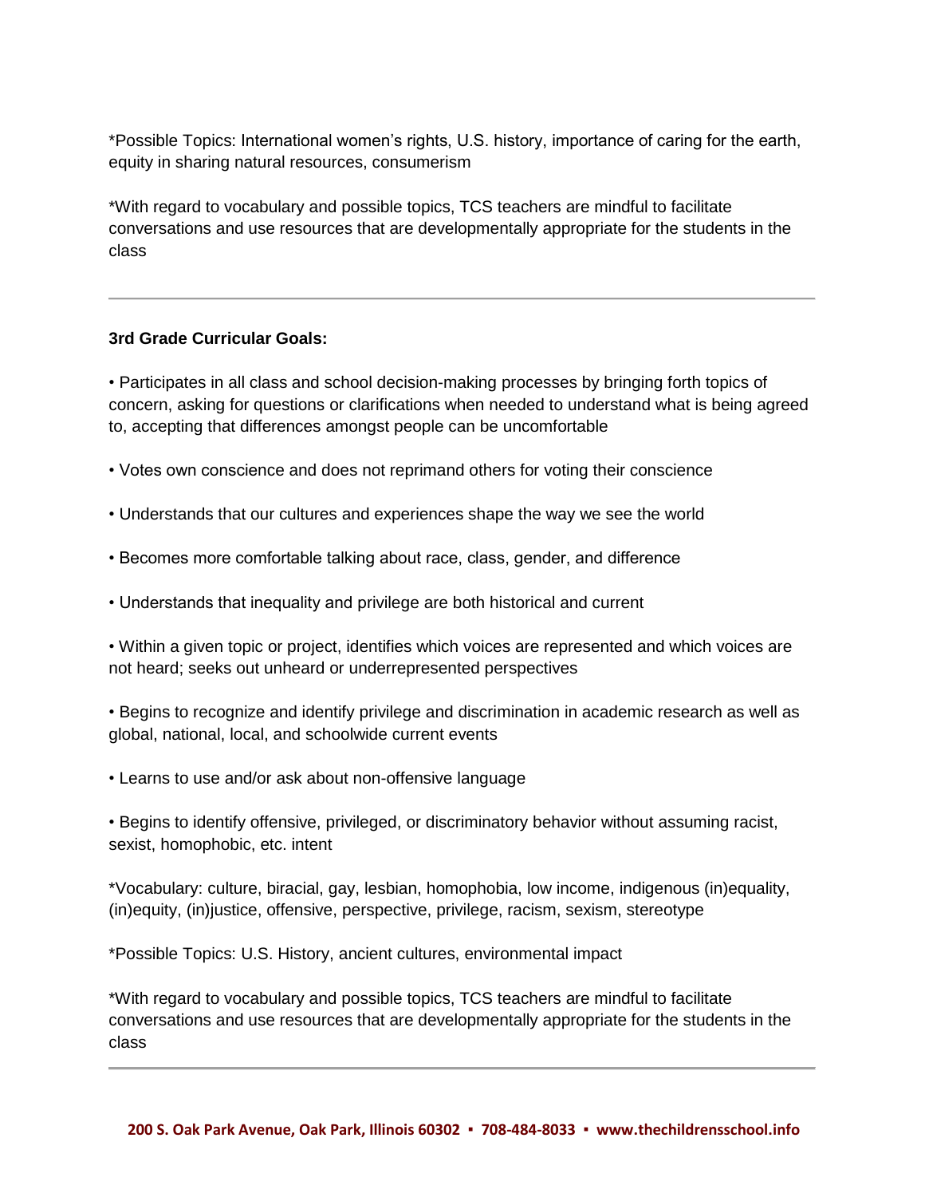*Possible Topics: International women's rights, U.S. history, importance of caring for the earth, equity in sharing natural resources, consumerism

*With regard to vocabulary and possible topics, TCS teachers are mindful to facilitate conversations and use resources that are developmentally appropriate for the students in the class

---

**3rd Grade Curricular Goals:**

- Participates in all class and school decision-making processes by bringing forth topics of concern, asking for questions or clarifications when needed to understand what is being agreed to, accepting that differences amongst people can be uncomfortable

- Votes own conscience and does not reprimand others for voting their conscience

- Understands that our cultures and experiences shape the way we see the world

- Becomes more comfortable talking about race, class, gender, and difference

- Understands that inequality and privilege are both historical and current

- Within a given topic or project, identifies which voices are represented and which voices are not heard; seeks out unheard or underrepresented perspectives

- Begins to recognize and identify privilege and discrimination in academic research as well as global, national, local, and schoolwide current events

- Learns to use and/or ask about non-offensive language

- Begins to identify offensive, privileged, or discriminatory behavior without assuming racist, sexist, homophobic, etc. intent

*Vocabulary: culture, biracial, gay, lesbian, homophobia, low income, indigenous (in)equality, (in)equity, (in)justice, offensive, perspective, privilege, racism, sexism, stereotype

*Possible Topics: U.S. History, ancient cultures, environmental impact

*With regard to vocabulary and possible topics, TCS teachers are mindful to facilitate conversations and use resources that are developmentally appropriate for the students in the class

---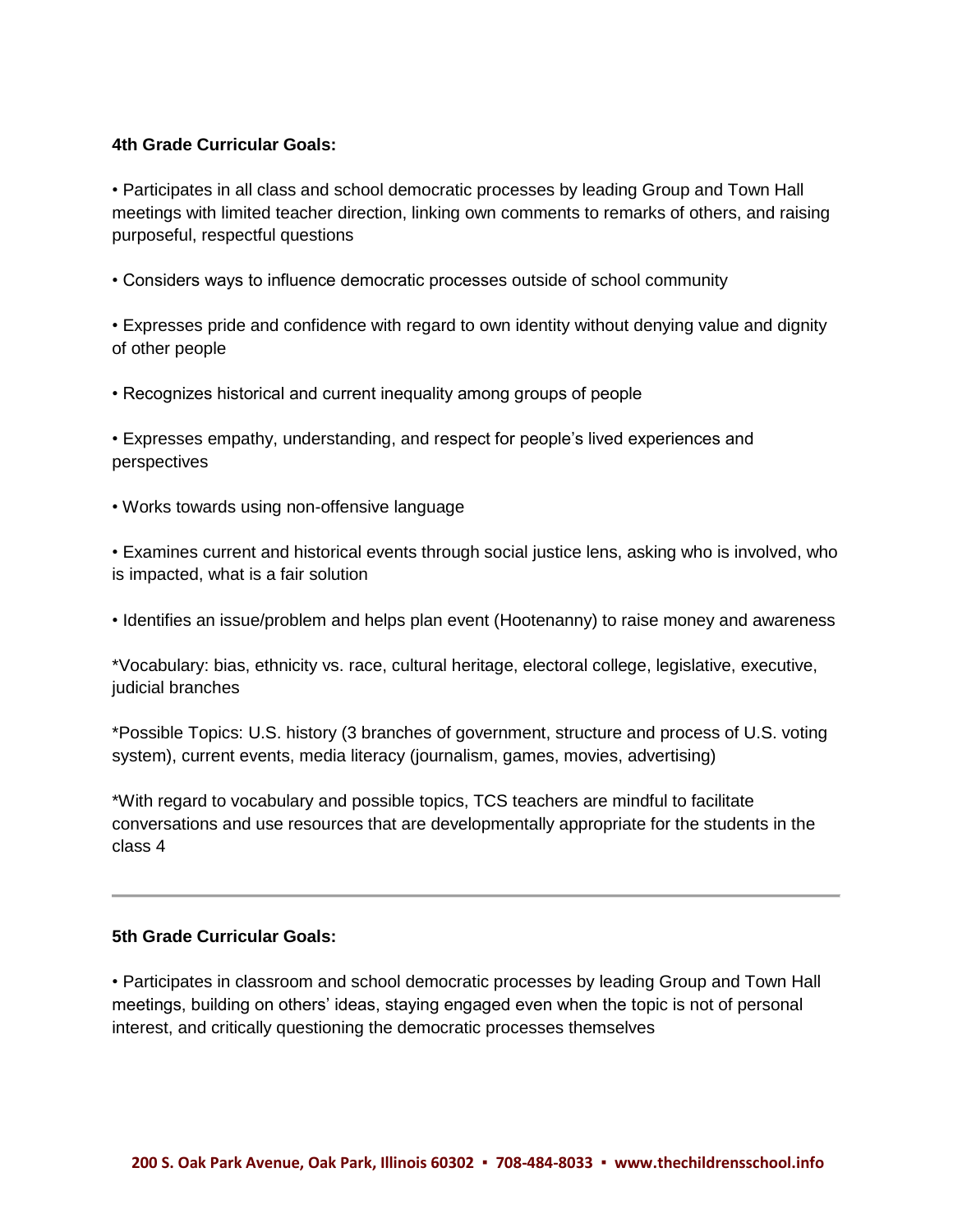**4th Grade Curricular Goals:**

• Participates in all class and school democratic processes by leading Group and Town Hall meetings with limited teacher direction, linking own comments to remarks of others, and raising purposeful, respectful questions

• Considers ways to influence democratic processes outside of school community

• Expresses pride and confidence with regard to own identity without denying value and dignity of other people

• Recognizes historical and current inequality among groups of people

• Expresses empathy, understanding, and respect for people's lived experiences and perspectives

• Works towards using non-offensive language

• Examines current and historical events through social justice lens, asking who is involved, who is impacted, what is a fair solution

• Identifies an issue/problem and helps plan event (Hootenanny) to raise money and awareness

*Vocabulary: bias, ethnicity vs. race, cultural heritage, electoral college, legislative, executive, judicial branches

*Possible Topics: U.S. history (3 branches of government, structure and process of U.S. voting system), current events, media literacy (journalism, games, movies, advertising)

*With regard to vocabulary and possible topics, TCS teachers are mindful to facilitate conversations and use resources that are developmentally appropriate for the students in the class 4

---

**5th Grade Curricular Goals:**

• Participates in classroom and school democratic processes by leading Group and Town Hall meetings, building on others' ideas, staying engaged even when the topic is not of personal interest, and critically questioning the democratic processes themselves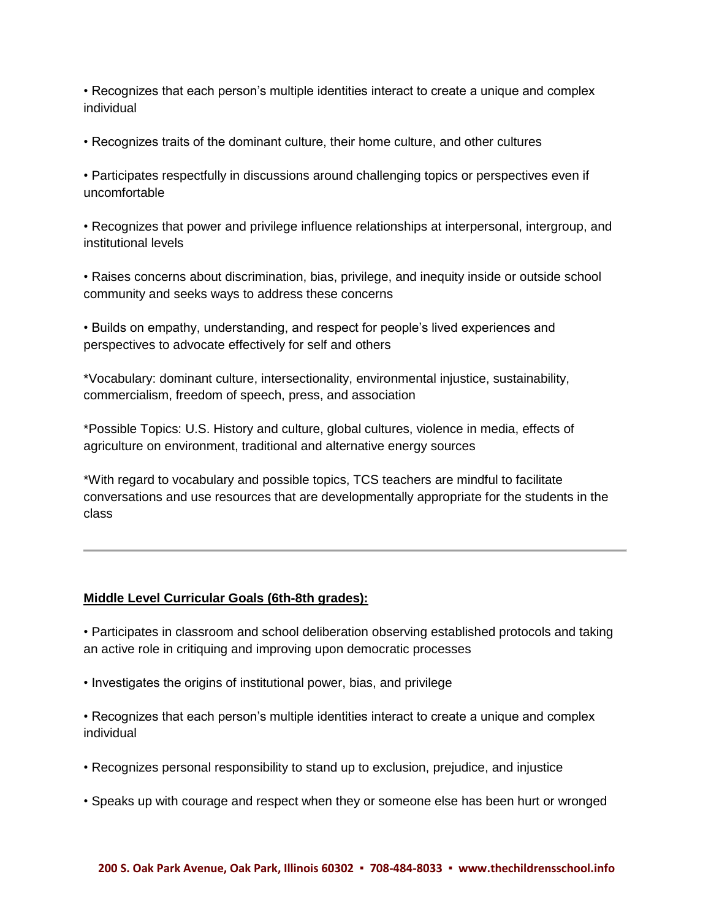• Recognizes that each person's multiple identities interact to create a unique and complex individual

• Recognizes traits of the dominant culture, their home culture, and other cultures

• Participates respectfully in discussions around challenging topics or perspectives even if uncomfortable

• Recognizes that power and privilege influence relationships at interpersonal, intergroup, and institutional levels

• Raises concerns about discrimination, bias, privilege, and inequity inside or outside school community and seeks ways to address these concerns

• Builds on empathy, understanding, and respect for people's lived experiences and perspectives to advocate effectively for self and others

*Vocabulary: dominant culture, intersectionality, environmental injustice, sustainability, commercialism, freedom of speech, press, and association

*Possible Topics: U.S. History and culture, global cultures, violence in media, effects of agriculture on environment, traditional and alternative energy sources

*With regard to vocabulary and possible topics, TCS teachers are mindful to facilitate conversations and use resources that are developmentally appropriate for the students in the class

---

**Middle Level Curricular Goals (6th-8th grades):**

• Participates in classroom and school deliberation observing established protocols and taking an active role in critiquing and improving upon democratic processes

• Investigates the origins of institutional power, bias, and privilege

• Recognizes that each person's multiple identities interact to create a unique and complex individual

• Recognizes personal responsibility to stand up to exclusion, prejudice, and injustice

• Speaks up with courage and respect when they or someone else has been hurt or wronged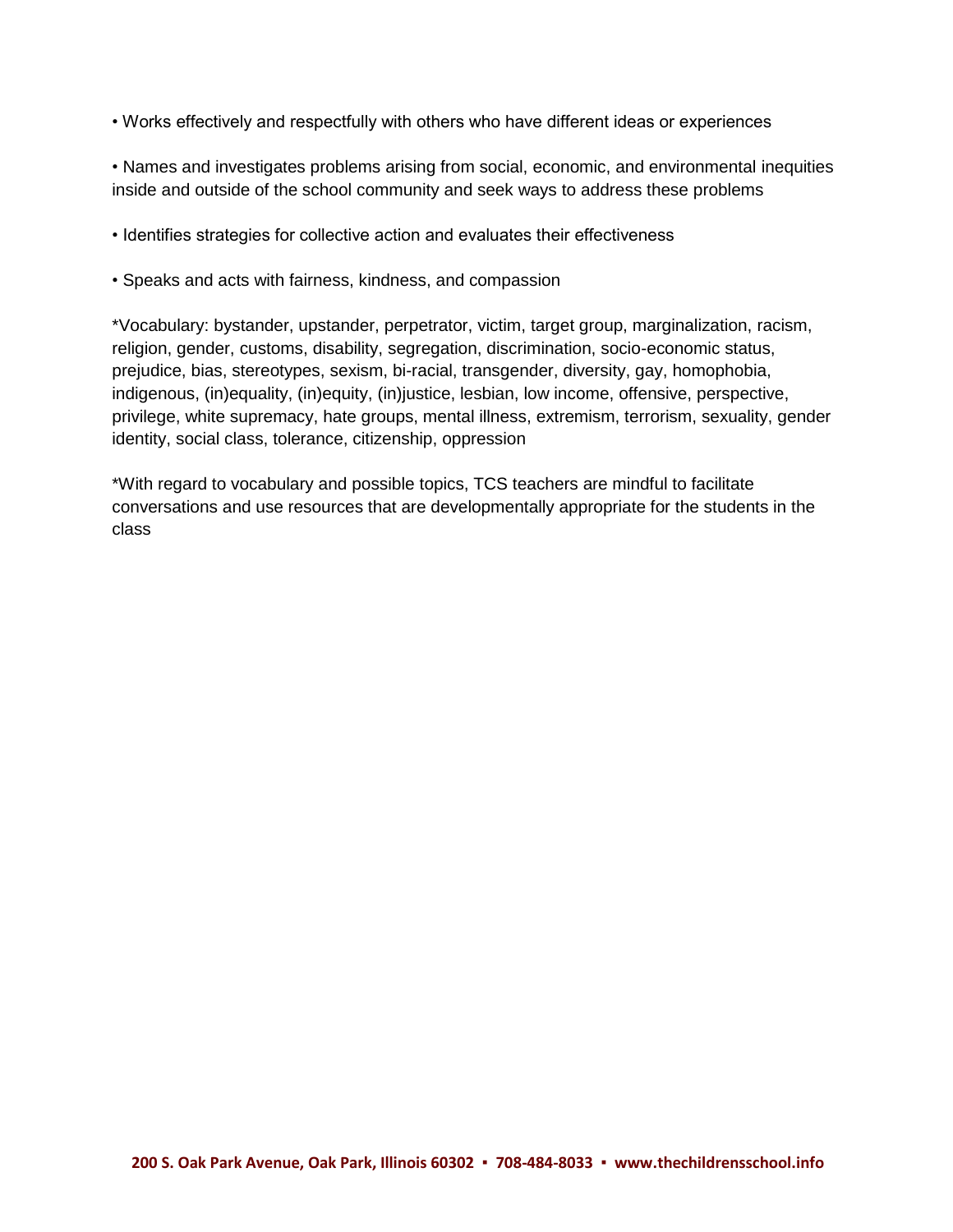- Works effectively and respectfully with others who have different ideas or experiences

- Names and investigates problems arising from social, economic, and environmental inequities inside and outside of the school community and seek ways to address these problems

- Identifies strategies for collective action and evaluates their effectiveness

- Speaks and acts with fairness, kindness, and compassion

*Vocabulary: bystander, upstander, perpetrator, victim, target group, marginalization, racism, religion, gender, customs, disability, segregation, discrimination, socio-economic status, prejudice, bias, stereotypes, sexism, bi-racial, transgender, diversity, gay, homophobia, indigenous, (in)equality, (in)equity, (in)justice, lesbian, low income, offensive, perspective, privilege, white supremacy, hate groups, mental illness, extremism, terrorism, sexuality, gender identity, social class, tolerance, citizenship, oppression

*With regard to vocabulary and possible topics, TCS teachers are mindful to facilitate conversations and use resources that are developmentally appropriate for the students in the class